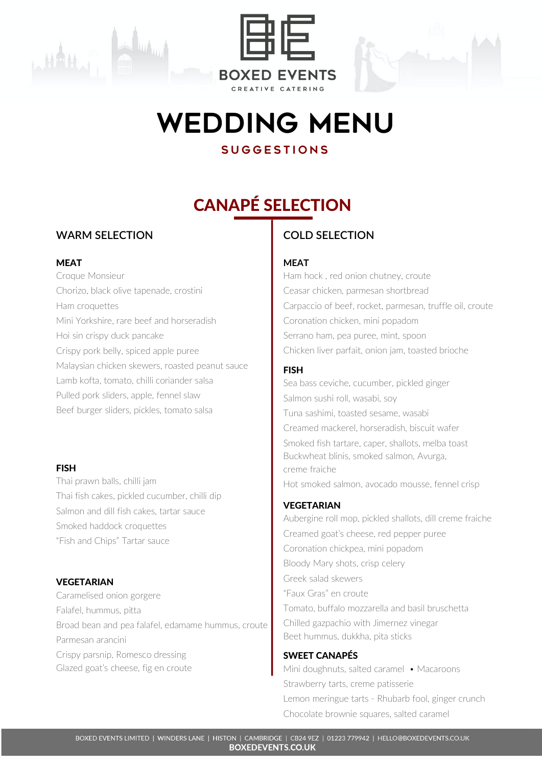BOXED EVENTS

CREATIVE CATERING

# WEDDING MENU

## SUGGESTIONS

## CANAPÉ SELECTION

### WARM SELECTION

**MEAT**

Croque Monsieur
Chorizo, black olive tapenade, crostini
Ham croquettes
Mini Yorkshire, rare beef and horseradish
Hoi sin crispy duck pancake
Crispy pork belly, spiced apple puree
Malaysian chicken skewers, roasted peanut sauce
Lamb kofta, tomato, chilli coriander salsa
Pulled pork sliders, apple, fennel slaw
Beef burger sliders, pickles, tomato salsa

**FISH**

Thai prawn balls, chilli jam
Thai fish cakes, pickled cucumber, chilli dip
Salmon and dill fish cakes, tartar sauce
Smoked haddock croquettes
"Fish and Chips" Tartar sauce

**VEGETARIAN**

Caramelised onion gorgere
Falafel, hummus, pitta
Broad bean and pea falafel, edamame hummus, croute
Parmesan arancini
Crispy parsnip, Romesco dressing
Glazed goat's cheese, fig en croute

### COLD SELECTION

**MEAT**

Ham hock , red onion chutney, croute
Ceasar chicken, parmesan shortbread
Carpaccio of beef, rocket, parmesan, truffle oil, croute
Coronation chicken, mini popadom
Serrano ham, pea puree, mint, spoon
Chicken liver parfait, onion jam, toasted brioche

**FISH**

Sea bass ceviche, cucumber, pickled ginger
Salmon sushi roll, wasabi, soy
Tuna sashimi, toasted sesame, wasabi
Creamed mackerel, horseradish, biscuit wafer
Smoked fish tartare, caper, shallots, melba toast
Buckwheat blinis, smoked salmon, Avurga, creme fraiche
Hot smoked salmon, avocado mousse, fennel crisp

**VEGETARIAN**

Aubergine roll mop, pickled shallots, dill creme fraiche
Creamed goat's cheese, red pepper puree
Coronation chickpea, mini popadom
Bloody Mary shots, crisp celery
Greek salad skewers
"Faux Gras" en croute
Tomato, buffalo mozzarella and basil bruschetta
Chilled gazpachio with Jimernez vinegar
Beet hummus, dukkha, pita sticks

**SWEET CANAPÉS**

Mini doughnuts, salted caramel • Macaroons
Strawberry tarts, creme patisserie
Lemon meringue tarts - Rhubarb fool, ginger crunch
Chocolate brownie squares, salted caramel

BOXED EVENTS LIMITED | WINDERS LANE | HISTON | CAMBRIDGE | CB24 9EZ | 01223 779942 | HELLO@BOXEDEVENTS.CO.UK
BOXEDEVENTS.CO.UK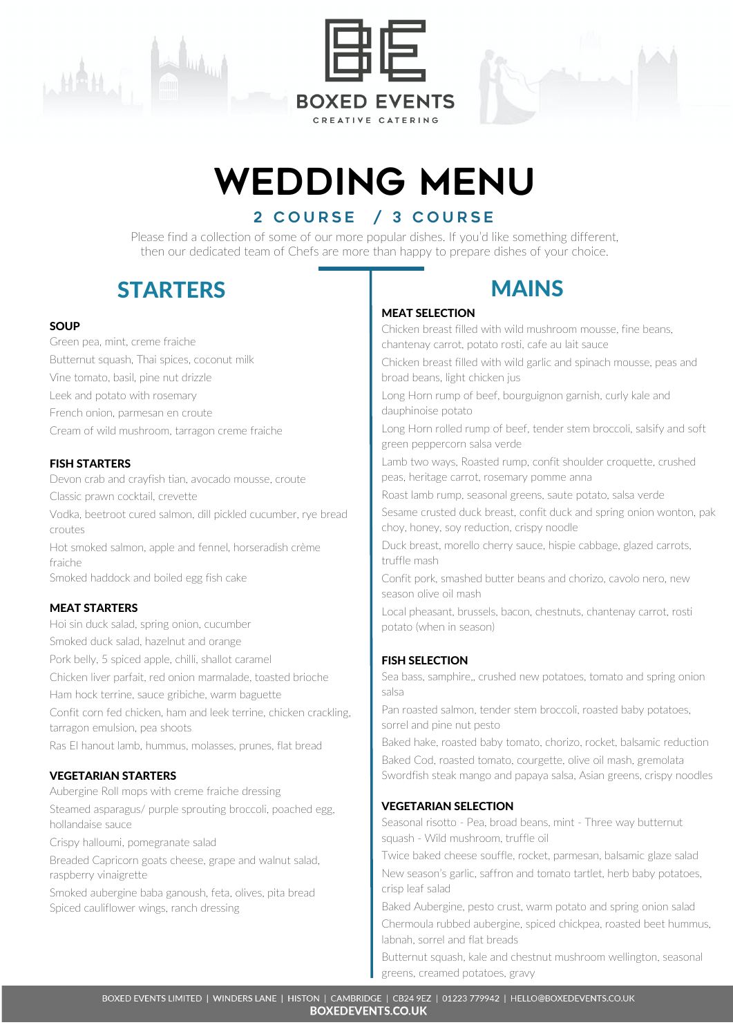BOXED EVENTS

CREATIVE CATERING

# WEDDING MENU

### 2 COURSE / 3 COURSE

Please find a collection of some of our more popular dishes. If you'd like something different, then our dedicated team of Chefs are more than happy to prepare dishes of your choice.

## STARTERS

**SOUP**

Green pea, mint, creme fraiche

Butternut squash, Thai spices, coconut milk

Vine tomato, basil, pine nut drizzle

Leek and potato with rosemary

French onion, parmesan en croute

Cream of wild mushroom, tarragon creme fraiche

**FISH STARTERS**

Devon crab and crayfish tian, avocado mousse, croute

Classic prawn cocktail, crevette

Vodka, beetroot cured salmon, dill pickled cucumber, rye bread croutes

Hot smoked salmon, apple and fennel, horseradish crème fraiche

Smoked haddock and boiled egg fish cake

**MEAT STARTERS**

Hoi sin duck salad, spring onion, cucumber

Smoked duck salad, hazelnut and orange

Pork belly, 5 spiced apple, chilli, shallot caramel

Chicken liver parfait, red onion marmalade, toasted brioche

Ham hock terrine, sauce gribiche, warm baguette

Confit corn fed chicken, ham and leek terrine, chicken crackling, tarragon emulsion, pea shoots

Ras El hanout lamb, hummus, molasses, prunes, flat bread

**VEGETARIAN STARTERS**

Aubergine Roll mops with creme fraiche dressing

Steamed asparagus/ purple sprouting broccoli, poached egg, hollandaise sauce

Crispy halloumi, pomegranate salad

Breaded Capricorn goats cheese, grape and walnut salad, raspberry vinaigrette

Smoked aubergine baba ganoush, feta, olives, pita bread

Spiced cauliflower wings, ranch dressing

## MAINS

**MEAT SELECTION**

Chicken breast filled with wild mushroom mousse, fine beans, chantenay carrot, potato rosti, cafe au lait sauce

Chicken breast filled with wild garlic and spinach mousse, peas and broad beans, light chicken jus

Long Horn rump of beef, bourguignon garnish, curly kale and dauphinoise potato

Long Horn rolled rump of beef, tender stem broccoli, salsify and soft green peppercorn salsa verde

Lamb two ways, Roasted rump, confit shoulder croquette, crushed peas, heritage carrot, rosemary pomme anna

Roast lamb rump, seasonal greens, saute potato, salsa verde

Sesame crusted duck breast, confit duck and spring onion wonton, pak choy, honey, soy reduction, crispy noodle

Duck breast, morello cherry sauce, hispie cabbage, glazed carrots, truffle mash

Confit pork, smashed butter beans and chorizo, cavolo nero, new season olive oil mash

Local pheasant, brussels, bacon, chestnuts, chantenay carrot, rosti potato (when in season)

**FISH SELECTION**

Sea bass, samphire,, crushed new potatoes, tomato and spring onion salsa

Pan roasted salmon, tender stem broccoli, roasted baby potatoes, sorrel and pine nut pesto

Baked hake, roasted baby tomato, chorizo, rocket, balsamic reduction

Baked Cod, roasted tomato, courgette, olive oil mash, gremolata

Swordfish steak mango and papaya salsa, Asian greens, crispy noodles

**VEGETARIAN SELECTION**

Seasonal risotto - Pea, broad beans, mint - Three way butternut squash - Wild mushroom, truffle oil

Twice baked cheese souffle, rocket, parmesan, balsamic glaze salad

New season's garlic, saffron and tomato tartlet, herb baby potatoes, crisp leaf salad

Baked Aubergine, pesto crust, warm potato and spring onion salad

Chermoula rubbed aubergine, spiced chickpea, roasted beet hummus, labnah, sorrel and flat breads

Butternut squash, kale and chestnut mushroom wellington, seasonal greens, creamed potatoes, gravy

BOXED EVENTS LIMITED | WINDERS LANE | HISTON | CAMBRIDGE | CB24 9EZ | 01223 779942 | HELLO@BOXEDEVENTS.CO.UK

**BOXEDEVENTS.CO.UK**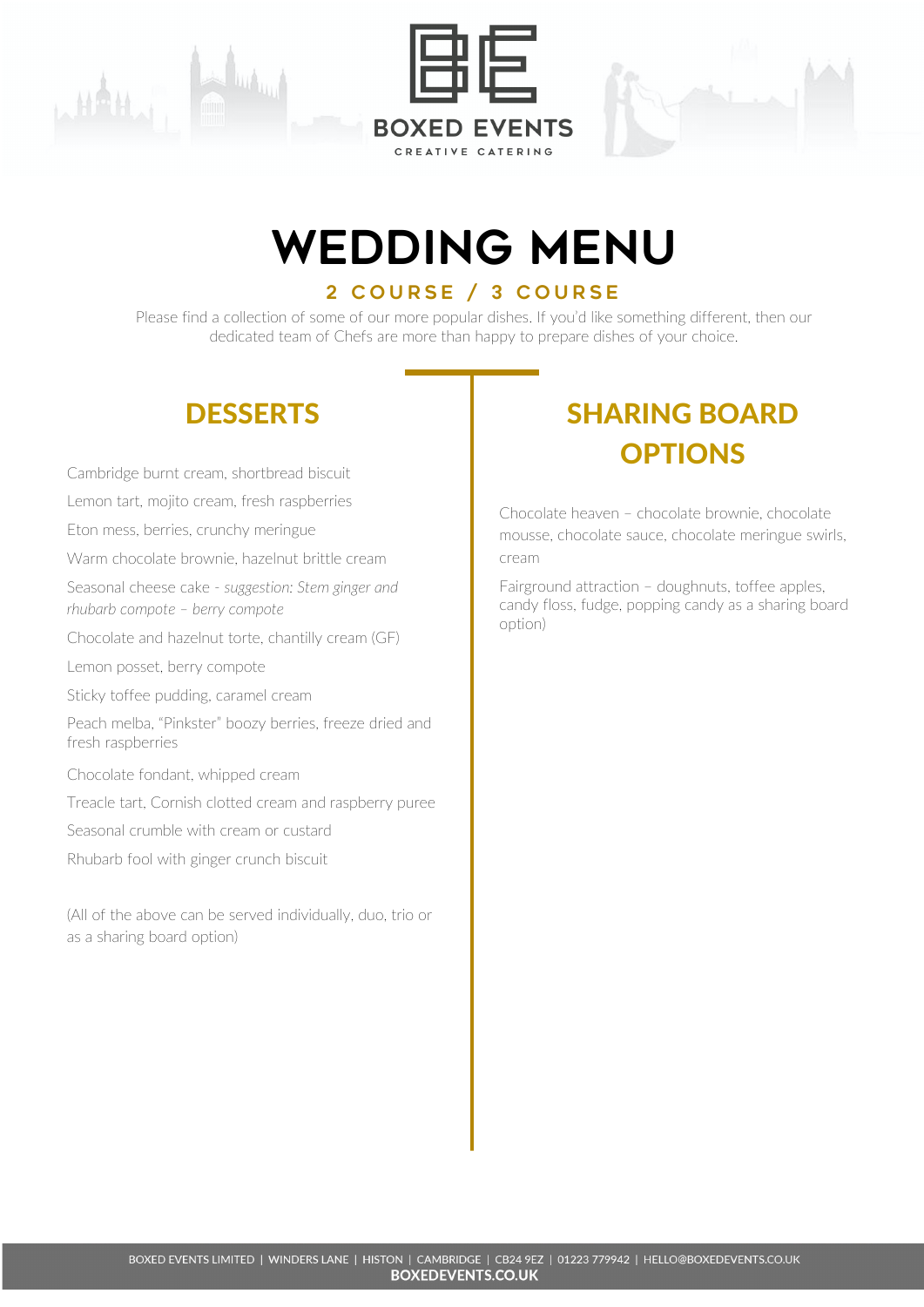BOXED EVENTS

CREATIVE CATERING

# WEDDING MENU

### 2 COURSE / 3 COURSE

Please find a collection of some of our more popular dishes. If you'd like something different, then our dedicated team of Chefs are more than happy to prepare dishes of your choice.

## DESSERTS

Cambridge burnt cream, shortbread biscuit

Lemon tart, mojito cream, fresh raspberries

Eton mess, berries, crunchy meringue

Warm chocolate brownie, hazelnut brittle cream

Seasonal cheese cake - *suggestion: Stem ginger and rhubarb compote – berry compote*

Chocolate and hazelnut torte, chantilly cream (GF)

Lemon posset, berry compote

Sticky toffee pudding, caramel cream

Peach melba, "Pinkster" boozy berries, freeze dried and fresh raspberries

Chocolate fondant, whipped cream

Treacle tart, Cornish clotted cream and raspberry puree

Seasonal crumble with cream or custard

Rhubarb fool with ginger crunch biscuit

(All of the above can be served individually, duo, trio or as a sharing board option)

## SHARING BOARD OPTIONS

Chocolate heaven – chocolate brownie, chocolate mousse, chocolate sauce, chocolate meringue swirls, cream

Fairground attraction – doughnuts, toffee apples, candy floss, fudge, popping candy as a sharing board option)

BOXED EVENTS LIMITED | WINDERS LANE | HISTON | CAMBRIDGE | CB24 9EZ | 01223 779942 | HELLO@BOXEDEVENTS.CO.UK

**BOXEDEVENTS.CO.UK**